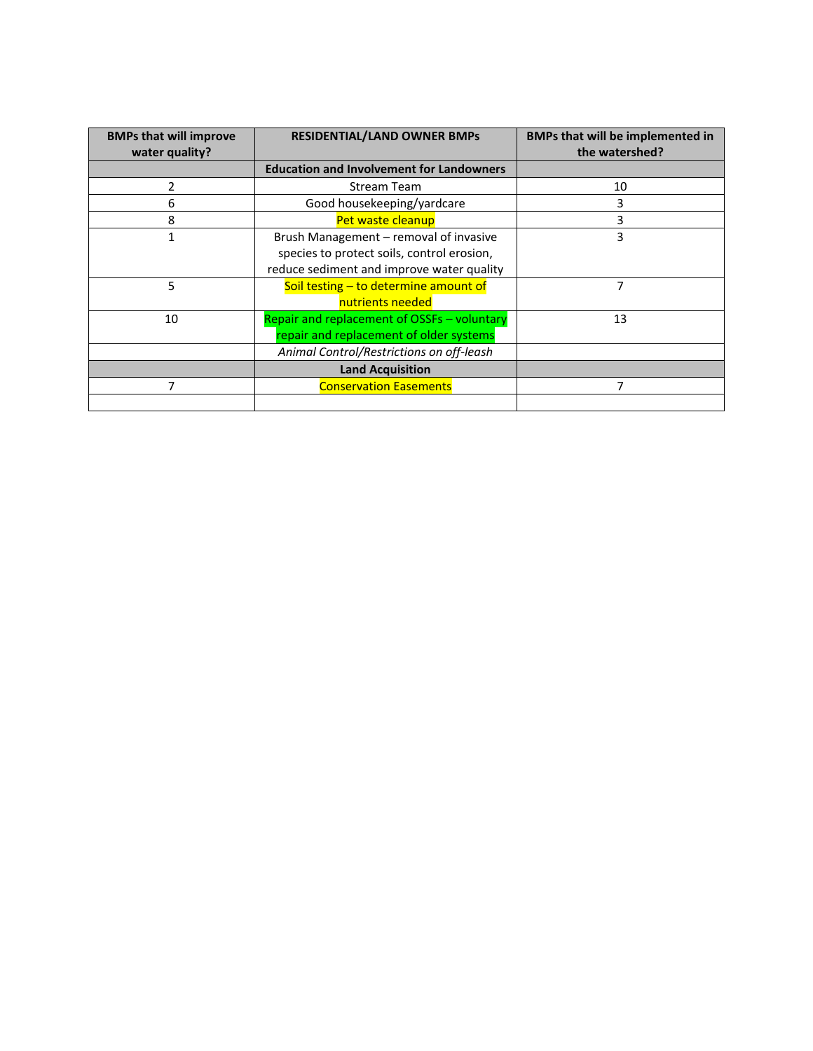| BMPs that will improve water quality? | RESIDENTIAL/LAND OWNER BMPs | BMPs that will be implemented in the watershed? |
|---|---|---|
| | **Education and Involvement for Landowners** | |
| 2 | Stream Team | 10 |
| 6 | Good housekeeping/yardcare | 3 |
| 8 | Pet waste cleanup | 3 |
| 1 | Brush Management – removal of invasive species to protect soils, control erosion, reduce sediment and improve water quality | 3 |
| 5 | Soil testing – to determine amount of nutrients needed | 7 |
| 10 | Repair and replacement of OSSFs – voluntary repair and replacement of older systems | 13 |
| | *Animal Control/Restrictions on off-leash* | |
| | **Land Acquisition** | |
| 7 | Conservation Easements | 7 |
| | | |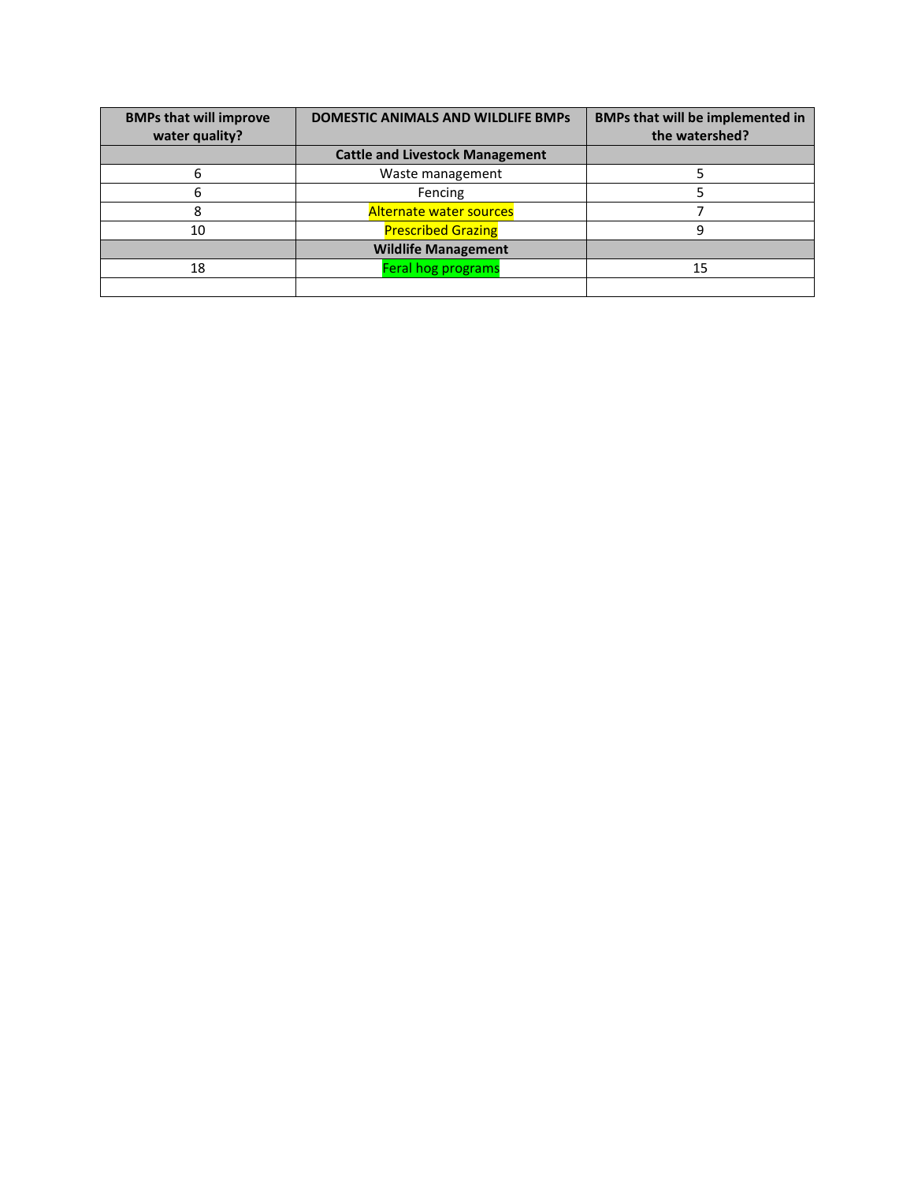| BMPs that will improve water quality? | DOMESTIC ANIMALS AND WILDLIFE BMPs | BMPs that will be implemented in the watershed? |
|---|---|---|
| | **Cattle and Livestock Management** | |
| 6 | Waste management | 5 |
| 6 | Fencing | 5 |
| 8 | Alternate water sources | 7 |
| 10 | Prescribed Grazing | 9 |
| | **Wildlife Management** | |
| 18 | Feral hog programs | 15 |
| | | |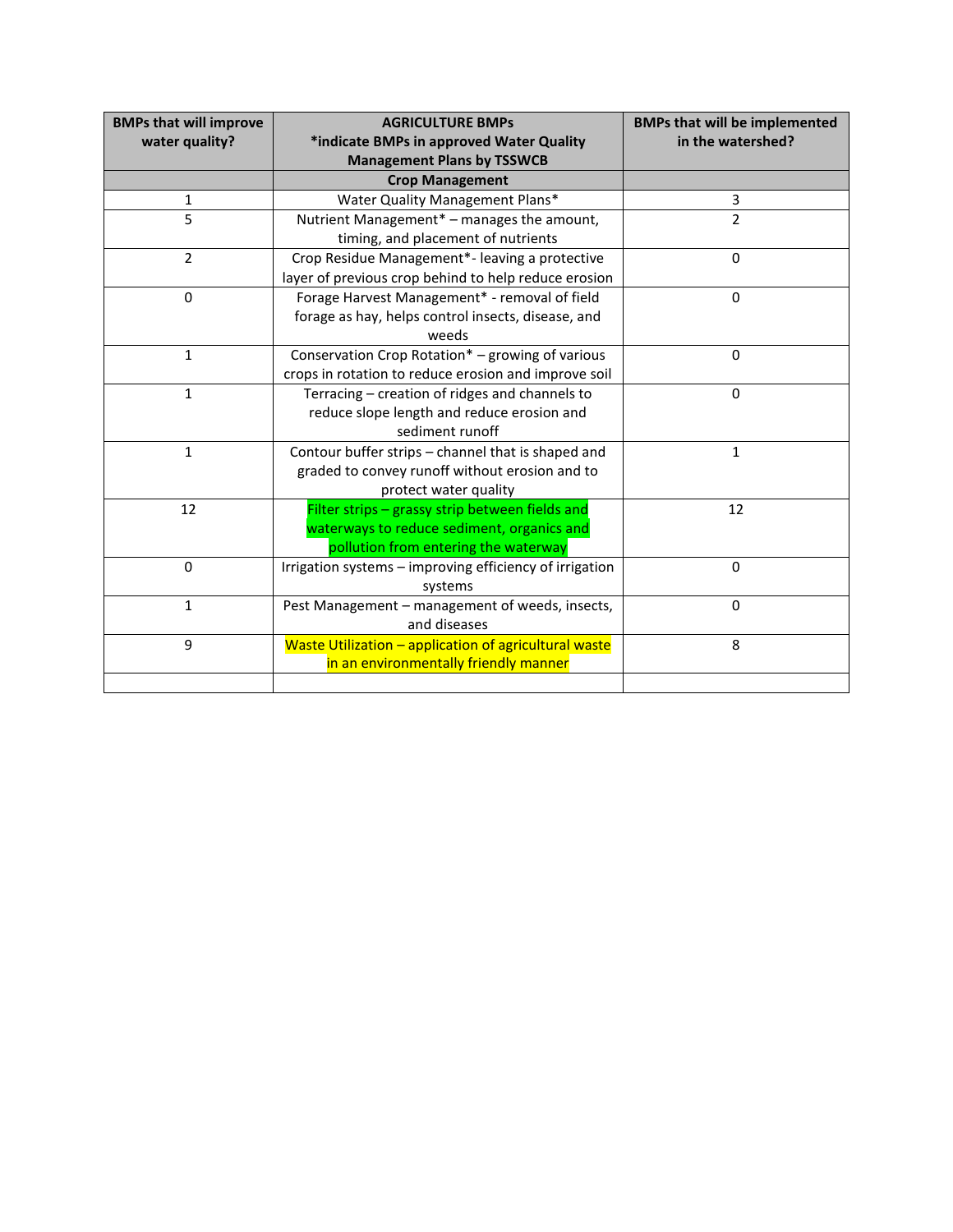| BMPs that will improve water quality? | AGRICULTURE BMPs *indicate BMPs in approved Water Quality Management Plans by TSSWCB | BMPs that will be implemented in the watershed? |
|---|---|---|
| | **Crop Management** | |
| 1 | Water Quality Management Plans* | 3 |
| 5 | Nutrient Management* – manages the amount, timing, and placement of nutrients | 2 |
| 2 | Crop Residue Management*- leaving a protective layer of previous crop behind to help reduce erosion | 0 |
| 0 | Forage Harvest Management* - removal of field forage as hay, helps control insects, disease, and weeds | 0 |
| 1 | Conservation Crop Rotation* – growing of various crops in rotation to reduce erosion and improve soil | 0 |
| 1 | Terracing – creation of ridges and channels to reduce slope length and reduce erosion and sediment runoff | 0 |
| 1 | Contour buffer strips – channel that is shaped and graded to convey runoff without erosion and to protect water quality | 1 |
| 12 | Filter strips – grassy strip between fields and waterways to reduce sediment, organics and pollution from entering the waterway | 12 |
| 0 | Irrigation systems – improving efficiency of irrigation systems | 0 |
| 1 | Pest Management – management of weeds, insects, and diseases | 0 |
| 9 | Waste Utilization – application of agricultural waste in an environmentally friendly manner | 8 |
| | | |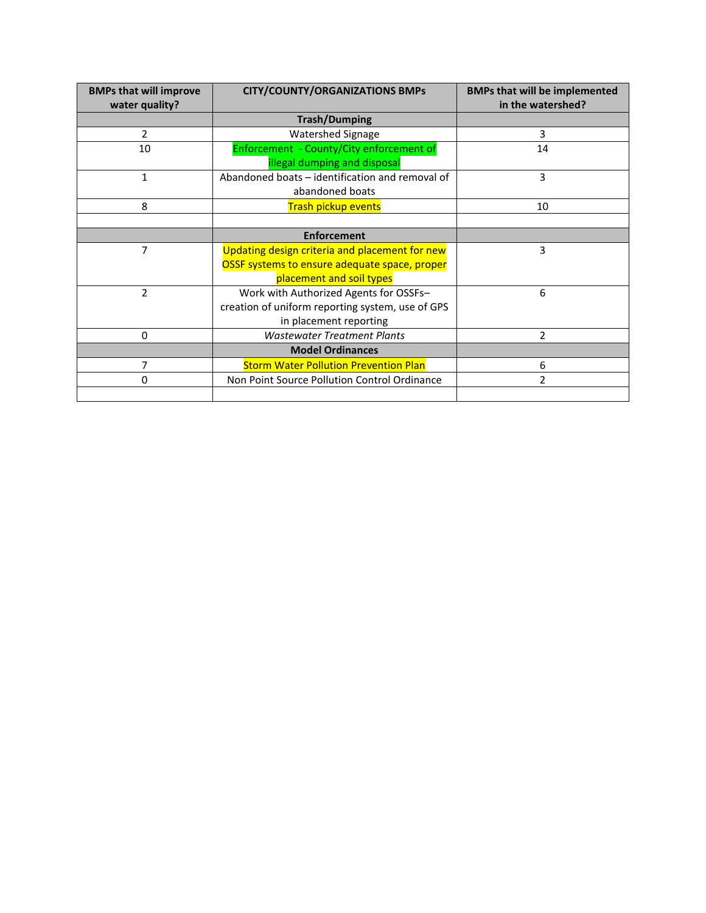| BMPs that will improve water quality? | CITY/COUNTY/ORGANIZATIONS BMPs | BMPs that will be implemented in the watershed? |
|---|---|---|
| | **Trash/Dumping** | |
| 2 | Watershed Signage | 3 |
| 10 | Enforcement - County/City enforcement of illegal dumping and disposal | 14 |
| 1 | Abandoned boats – identification and removal of abandoned boats | 3 |
| 8 | Trash pickup events | 10 |
| | | |
| | **Enforcement** | |
| 7 | Updating design criteria and placement for new OSSF systems to ensure adequate space, proper placement and soil types | 3 |
| 2 | Work with Authorized Agents for OSSFs– creation of uniform reporting system, use of GPS in placement reporting | 6 |
| 0 | *Wastewater Treatment Plants* | 2 |
| | **Model Ordinances** | |
| 7 | Storm Water Pollution Prevention Plan | 6 |
| 0 | Non Point Source Pollution Control Ordinance | 2 |
| | | |